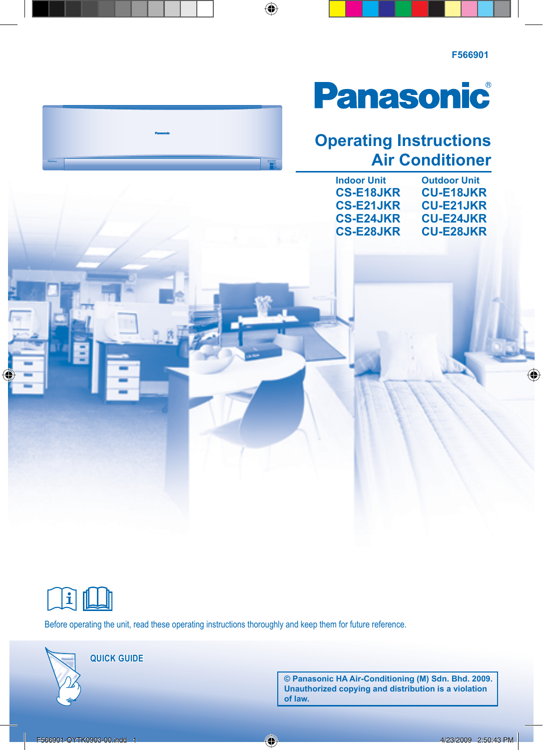F566901

# Panasonic

# Operating Instructions
# Air Conditioner

| Indoor Unit | Outdoor Unit |
|---|---|
| CS-E18JKR | CU-E18JKR |
| CS-E21JKR | CU-E21JKR |
| CS-E24JKR | CU-E24JKR |
| CS-E28JKR | CU-E28JKR |

Before operating the unit, read these operating instructions thoroughly and keep them for future reference.

QUICK GUIDE

© Panasonic HA Air-Conditioning (M) Sdn. Bhd. 2009. Unauthorized copying and distribution is a violation of law.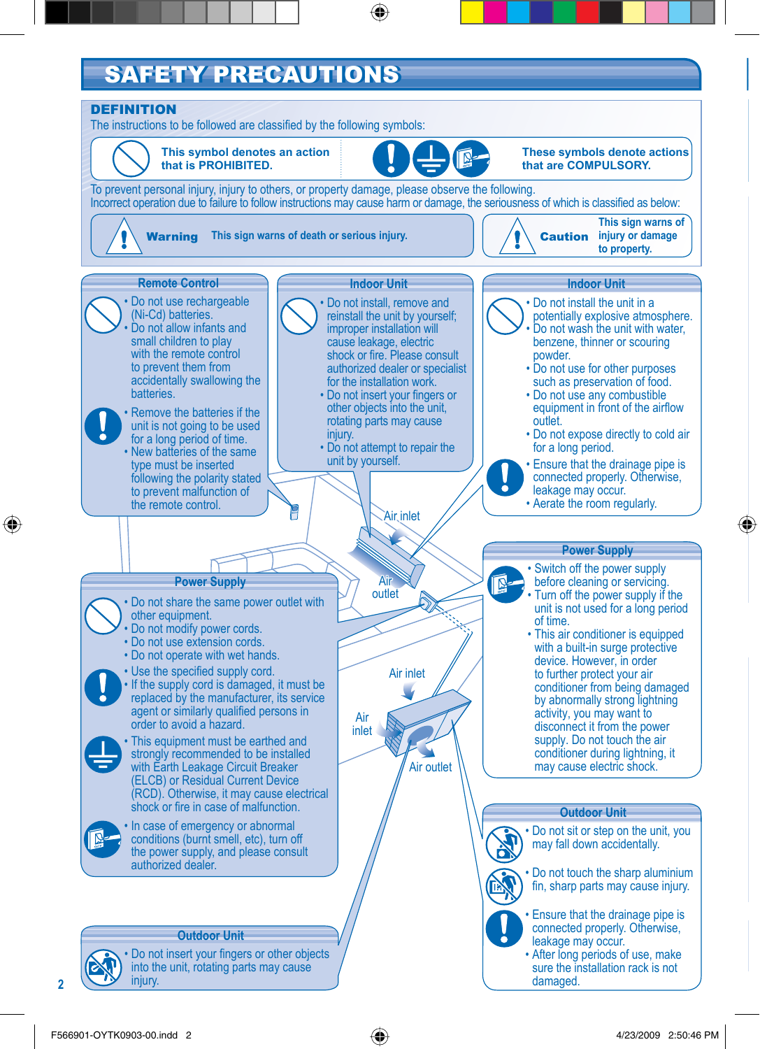# SAFETY PRECAUTIONS

## DEFINITION

The instructions to be followed are classified by the following symbols:

**This symbol denotes an action that is PROHIBITED.**

**These symbols denote actions that are COMPULSORY.**

To prevent personal injury, injury to others, or property damage, please observe the following.
Incorrect operation due to failure to follow instructions may cause harm or damage, the seriousness of which is classified as below:

**Warning** This sign warns of death or serious injury.

**Caution** This sign warns of injury or damage to property.

### Remote Control

- Do not use rechargeable (Ni-Cd) batteries.
- Do not allow infants and small children to play with the remote control to prevent them from accidentally swallowing the batteries.
- Remove the batteries if the unit is not going to be used for a long period of time.
- New batteries of the same type must be inserted following the polarity stated to prevent malfunction of the remote control.

### Indoor Unit

- Do not install, remove and reinstall the unit by yourself; improper installation will cause leakage, electric shock or fire. Please consult authorized dealer or specialist for the installation work.
- Do not insert your fingers or other objects into the unit, rotating parts may cause injury.
- Do not attempt to repair the unit by yourself.

### Indoor Unit

- Do not install the unit in a potentially explosive atmosphere.
- Do not wash the unit with water, benzene, thinner or scouring powder.
- Do not use for other purposes such as preservation of food.
- Do not use any combustible equipment in front of the airflow outlet.
- Do not expose directly to cold air for a long period.
- Ensure that the drainage pipe is connected properly. Otherwise, leakage may occur.
- Aerate the room regularly.

Air inlet

Air outlet

Air inlet

Air inlet

Air outlet

### Power Supply

- Do not share the same power outlet with other equipment.
- Do not modify power cords.
- Do not use extension cords.
- Do not operate with wet hands.
- Use the specified supply cord.
- If the supply cord is damaged, it must be replaced by the manufacturer, its service agent or similarly qualified persons in order to avoid a hazard.
- This equipment must be earthed and strongly recommended to be installed with Earth Leakage Circuit Breaker (ELCB) or Residual Current Device (RCD). Otherwise, it may cause electrical shock or fire in case of malfunction.
- In case of emergency or abnormal conditions (burnt smell, etc), turn off the power supply, and please consult authorized dealer.

### Power Supply

- Switch off the power supply before cleaning or servicing.
- Turn off the power supply if the unit is not used for a long period of time.
- This air conditioner is equipped with a built-in surge protective device. However, in order to further protect your air conditioner from being damaged by abnormally strong lightning activity, you may want to disconnect it from the power supply. Do not touch the air conditioner during lightning, it may cause electric shock.

### Outdoor Unit

- Do not insert your fingers or other objects into the unit, rotating parts may cause injury.

### Outdoor Unit

- Do not sit or step on the unit, you may fall down accidentally.
- Do not touch the sharp aluminium fin, sharp parts may cause injury.
- Ensure that the drainage pipe is connected properly. Otherwise, leakage may occur.
- After long periods of use, make sure the installation rack is not damaged.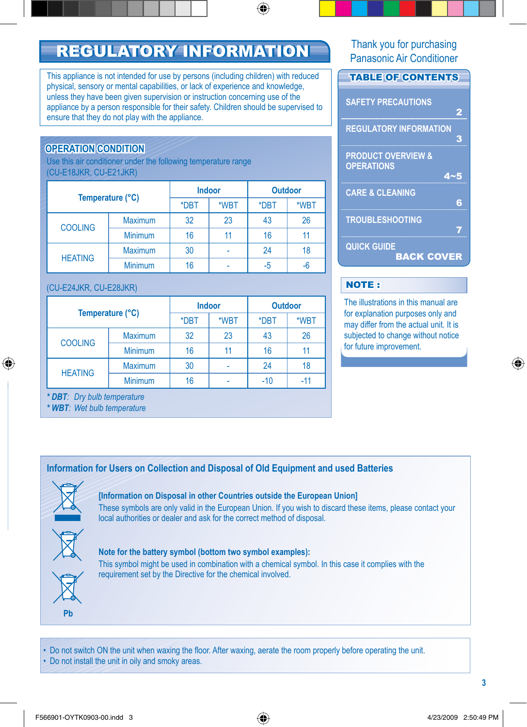# REGULATORY INFORMATION

This appliance is not intended for use by persons (including children) with reduced physical, sensory or mental capabilities, or lack of experience and knowledge, unless they have been given supervision or instruction concerning use of the appliance by a person responsible for their safety. Children should be supervised to ensure that they do not play with the appliance.

## OPERATION CONDITION

Use this air conditioner under the following temperature range

(CU-E18JKR, CU-E21JKR)

| Temperature (°C) | | Indoor | | Outdoor | |
|---|---|---|---|---|---|
| | | *DBT | *WBT | *DBT | *WBT |
| COOLING | Maximum | 32 | 23 | 43 | 26 |
| | Minimum | 16 | 11 | 16 | 11 |
| HEATING | Maximum | 30 | - | 24 | 18 |
| | Minimum | 16 | - | -5 | -6 |

(CU-E24JKR, CU-E28JKR)

| Temperature (°C) | | Indoor | | Outdoor | |
|---|---|---|---|---|---|
| | | *DBT | *WBT | *DBT | *WBT |
| COOLING | Maximum | 32 | 23 | 43 | 26 |
| | Minimum | 16 | 11 | 16 | 11 |
| HEATING | Maximum | 30 | - | 24 | 18 |
| | Minimum | 16 | - | -10 | -11 |

*\* **DBT**: Dry bulb temperature*

*\* **WBT**: Wet bulb temperature*

Thank you for purchasing Panasonic Air Conditioner

## TABLE OF CONTENTS

- SAFETY PRECAUTIONS 2
- REGULATORY INFORMATION 3
- PRODUCT OVERVIEW & OPERATIONS 4~5
- CARE & CLEANING 6
- TROUBLESHOOTING 7
- QUICK GUIDE BACK COVER

**NOTE :**

The illustrations in this manual are for explanation purposes only and may differ from the actual unit. It is subjected to change without notice for future improvement.

## Information for Users on Collection and Disposal of Old Equipment and used Batteries

**[Information on Disposal in other Countries outside the European Union]**

These symbols are only valid in the European Union. If you wish to discard these items, please contact your local authorities or dealer and ask for the correct method of disposal.

**Note for the battery symbol (bottom two symbol examples):**

This symbol might be used in combination with a chemical symbol. In this case it complies with the requirement set by the Directive for the chemical involved.

Pb

- Do not switch ON the unit when waxing the floor. After waxing, aerate the room properly before operating the unit.
- Do not install the unit in oily and smoky areas.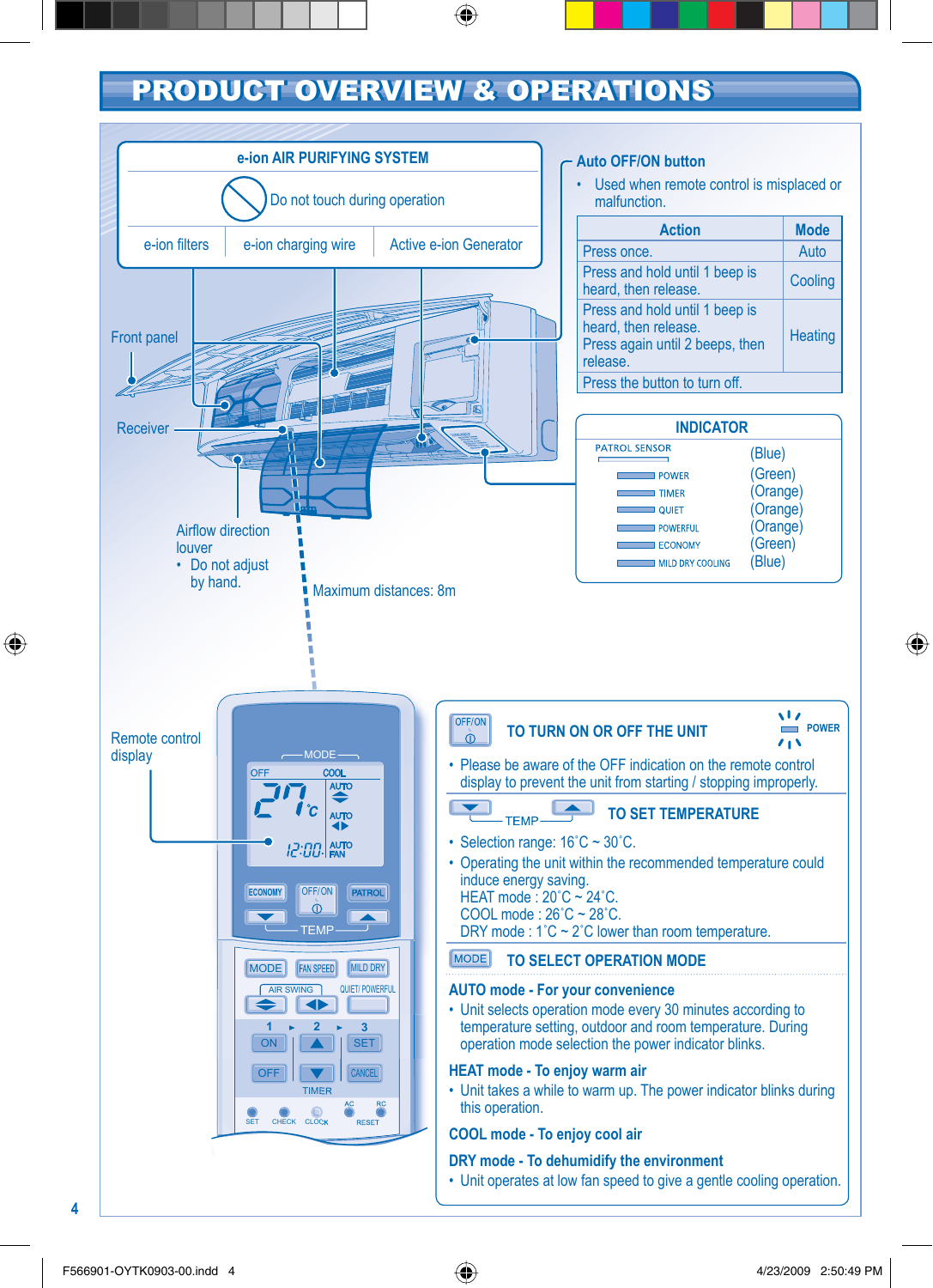# PRODUCT OVERVIEW & OPERATIONS

## e-ion AIR PURIFYING SYSTEM

Do not touch during operation

e-ion filters | e-ion charging wire | Active e-ion Generator

Front panel

Receiver

Airflow direction louver
- Do not adjust by hand.

Maximum distances: 8m

Remote control display

## Auto OFF/ON button

- Used when remote control is misplaced or malfunction.

| Action | Mode |
|---|---|
| Press once. | Auto |
| Press and hold until 1 beep is heard, then release. | Cooling |
| Press and hold until 1 beep is heard, then release. Press again until 2 beeps, then release. | Heating |
| Press the button to turn off. | |

## INDICATOR

| | |
|---|---|
| PATROL SENSOR | (Blue) |
| POWER | (Green) |
| TIMER | (Orange) |
| QUIET | (Orange) |
| POWERFUL | (Orange) |
| ECONOMY | (Green) |
| MILD DRY COOLING | (Blue) |

## TO TURN ON OR OFF THE UNIT

- Please be aware of the OFF indication on the remote control display to prevent the unit from starting / stopping improperly.

## TO SET TEMPERATURE

- Selection range: 16˚C ~ 30˚C.
- Operating the unit within the recommended temperature could induce energy saving.
  HEAT mode : 20˚C ~ 24˚C.
  COOL mode : 26˚C ~ 28˚C.
  DRY mode : 1˚C ~ 2˚C lower than room temperature.

## TO SELECT OPERATION MODE

### AUTO mode - For your convenience

- Unit selects operation mode every 30 minutes according to temperature setting, outdoor and room temperature. During operation mode selection the power indicator blinks.

### HEAT mode - To enjoy warm air

- Unit takes a while to warm up. The power indicator blinks during this operation.

### COOL mode - To enjoy cool air

### DRY mode - To dehumidify the environment

- Unit operates at low fan speed to give a gentle cooling operation.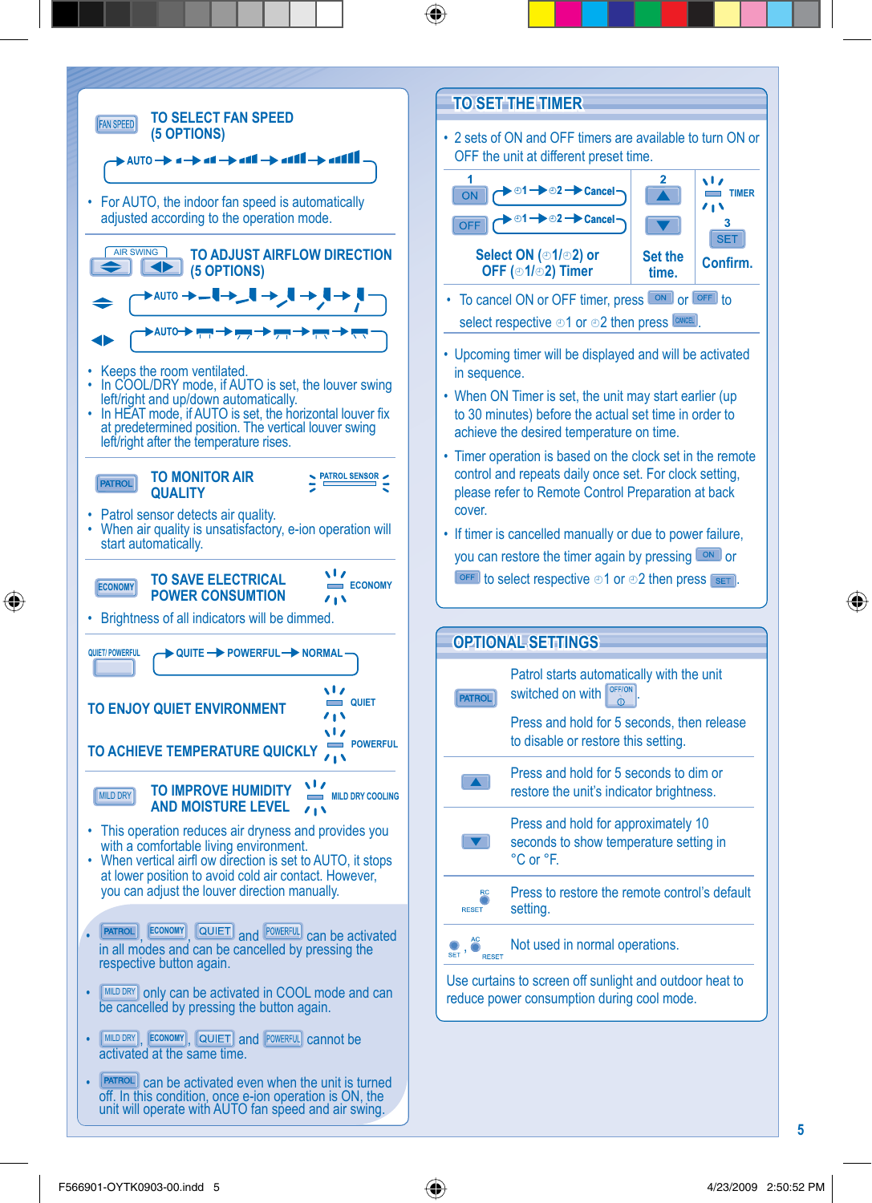## TO SELECT FAN SPEED (5 OPTIONS)

FAN SPEED

AUTO → ▪ → ▪▪ → ▪▪▪ → ▪▪▪▪ → ▪▪▪▪▪

- For AUTO, the indoor fan speed is automatically adjusted according to the operation mode.

## TO ADJUST AIRFLOW DIRECTION (5 OPTIONS)

AIR SWING

AUTO → → → → →

AUTO → → → → →

- Keeps the room ventilated.
- In COOL/DRY mode, if AUTO is set, the louver swing left/right and up/down automatically.
- In HEAT mode, if AUTO is set, the horizontal louver fix at predetermined position. The vertical louver swing left/right after the temperature rises.

## TO MONITOR AIR QUALITY

PATROL — PATROL SENSOR

- Patrol sensor detects air quality.
- When air quality is unsatisfactory, e-ion operation will start automatically.

## TO SAVE ELECTRICAL POWER CONSUMTION

ECONOMY — ECONOMY

- Brightness of all indicators will be dimmed.

QUIET/ POWERFUL

QUITE → POWERFUL → NORMAL

**TO ENJOY QUIET ENVIRONMENT** — QUIET

**TO ACHIEVE TEMPERATURE QUICKLY** — POWERFUL

## TO IMPROVE HUMIDITY AND MOISTURE LEVEL

MILD DRY — MILD DRY COOLING

- This operation reduces air dryness and provides you with a comfortable living environment.
- When vertical airfl ow direction is set to AUTO, it stops at lower position to avoid cold air contact. However, you can adjust the louver direction manually.

- PATROL, ECONOMY, QUIET and POWERFUL can be activated in all modes and can be cancelled by pressing the respective button again.
- MILD DRY only can be activated in COOL mode and can be cancelled by pressing the button again.
- MILD DRY, ECONOMY, QUIET and POWERFUL cannot be activated at the same time.
- PATROL can be activated even when the unit is turned off. In this condition, once e-ion operation is ON, the unit will operate with AUTO fan speed and air swing.

## TO SET THE TIMER

- 2 sets of ON and OFF timers are available to turn ON or OFF the unit at different preset time.

| 1 | 2 | 3 |
|---|---|---|
| ON: ◴1 → ◴2 → Cancel<br>OFF: ◴1 → ◴2 → Cancel | ▲ / ▼ | TIMER<br>SET |
| Select ON (◴1/◴2) or OFF (◴1/◴2) Timer | Set the time. | Confirm. |

- To cancel ON or OFF timer, press ON or OFF to select respective ◴1 or ◴2 then press CANCEL.

- Upcoming timer will be displayed and will be activated in sequence.
- When ON Timer is set, the unit may start earlier (up to 30 minutes) before the actual set time in order to achieve the desired temperature on time.
- Timer operation is based on the clock set in the remote control and repeats daily once set. For clock setting, please refer to Remote Control Preparation at back cover.
- If timer is cancelled manually or due to power failure, you can restore the timer again by pressing ON or OFF to select respective ◴1 or ◴2 then press SET.

## OPTIONAL SETTINGS

| | |
|---|---|
| PATROL | Patrol starts automatically with the unit switched on with OFF/ON.<br>Press and hold for 5 seconds, then release to disable or restore this setting. |
| ▲ | Press and hold for 5 seconds to dim or restore the unit's indicator brightness. |
| ▼ | Press and hold for approximately 10 seconds to show temperature setting in °C or °F. |
| RC RESET | Press to restore the remote control's default setting. |
| SET, AC RESET | Not used in normal operations. |

Use curtains to screen off sunlight and outdoor heat to reduce power consumption during cool mode.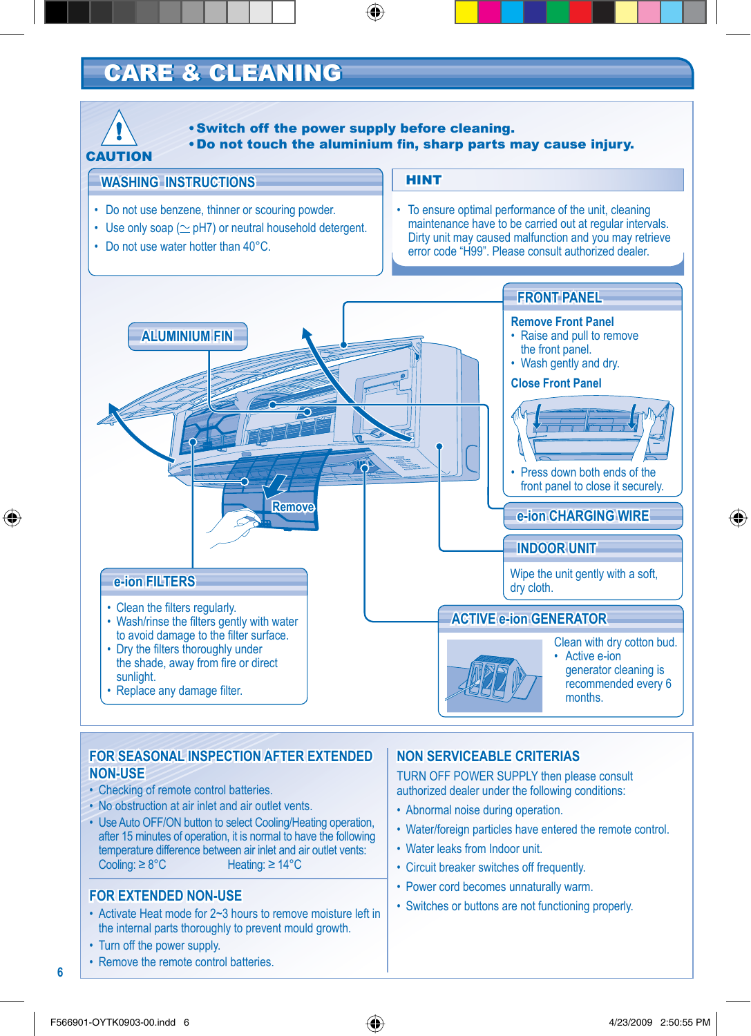# CARE & CLEANING

**CAUTION**

- **Switch off the power supply before cleaning.**
- **Do not touch the aluminium fin, sharp parts may cause injury.**

## WASHING INSTRUCTIONS

- Do not use benzene, thinner or scouring powder.
- Use only soap (≃ pH7) or neutral household detergent.
- Do not use water hotter than 40°C.

## HINT

- To ensure optimal performance of the unit, cleaning maintenance have to be carried out at regular intervals. Dirty unit may caused malfunction and you may retrieve error code "H99". Please consult authorized dealer.

## ALUMINIUM FIN

Remove

## FRONT PANEL

**Remove Front Panel**

- Raise and pull to remove the front panel.
- Wash gently and dry.

**Close Front Panel**

- Press down both ends of the front panel to close it securely.

## e-ion CHARGING WIRE

## INDOOR UNIT

Wipe the unit gently with a soft, dry cloth.

## e-ion FILTERS

- Clean the filters regularly.
- Wash/rinse the filters gently with water to avoid damage to the filter surface.
- Dry the filters thoroughly under the shade, away from fire or direct sunlight.
- Replace any damage filter.

## ACTIVE e-ion GENERATOR

Clean with dry cotton bud.

- Active e-ion generator cleaning is recommended every 6 months.

## FOR SEASONAL INSPECTION AFTER EXTENDED NON-USE

- Checking of remote control batteries.
- No obstruction at air inlet and air outlet vents.
- Use Auto OFF/ON button to select Cooling/Heating operation, after 15 minutes of operation, it is normal to have the following temperature difference between air inlet and air outlet vents:
  Cooling: ≥ 8°C Heating: ≥ 14°C

## FOR EXTENDED NON-USE

- Activate Heat mode for 2~3 hours to remove moisture left in the internal parts thoroughly to prevent mould growth.
- Turn off the power supply.
- Remove the remote control batteries.

## NON SERVICEABLE CRITERIAS

TURN OFF POWER SUPPLY then please consult authorized dealer under the following conditions:

- Abnormal noise during operation.
- Water/foreign particles have entered the remote control.
- Water leaks from Indoor unit.
- Circuit breaker switches off frequently.
- Power cord becomes unnaturally warm.
- Switches or buttons are not functioning properly.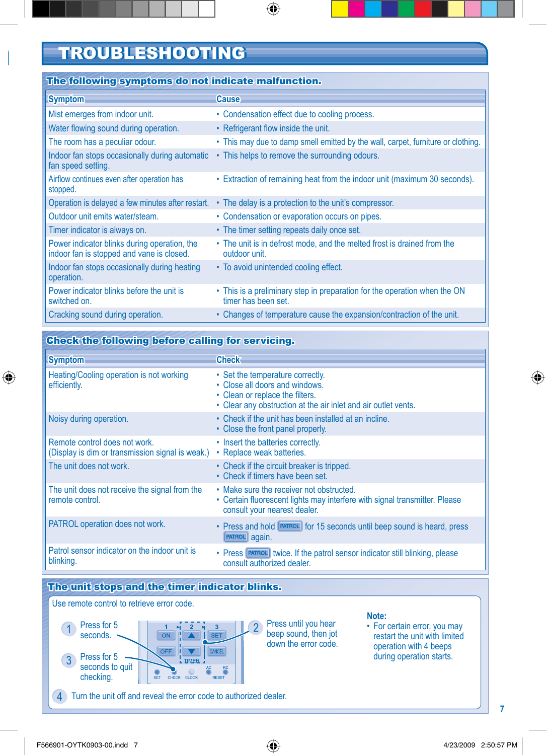# TROUBLESHOOTING

## The following symptoms do not indicate malfunction.

| Symptom | Cause |
|---|---|
| Mist emerges from indoor unit. | • Condensation effect due to cooling process. |
| Water flowing sound during operation. | • Refrigerant flow inside the unit. |
| The room has a peculiar odour. | • This may due to damp smell emitted by the wall, carpet, furniture or clothing. |
| Indoor fan stops occasionally during automatic fan speed setting. | • This helps to remove the surrounding odours. |
| Airflow continues even after operation has stopped. | • Extraction of remaining heat from the indoor unit (maximum 30 seconds). |
| Operation is delayed a few minutes after restart. | • The delay is a protection to the unit's compressor. |
| Outdoor unit emits water/steam. | • Condensation or evaporation occurs on pipes. |
| Timer indicator is always on. | • The timer setting repeats daily once set. |
| Power indicator blinks during operation, the indoor fan is stopped and vane is closed. | • The unit is in defrost mode, and the melted frost is drained from the outdoor unit. |
| Indoor fan stops occasionally during heating operation. | • To avoid unintended cooling effect. |
| Power indicator blinks before the unit is switched on. | • This is a preliminary step in preparation for the operation when the ON timer has been set. |
| Cracking sound during operation. | • Changes of temperature cause the expansion/contraction of the unit. |

## Check the following before calling for servicing.

| Symptom | Check |
|---|---|
| Heating/Cooling operation is not working efficiently. | • Set the temperature correctly.<br>• Close all doors and windows.<br>• Clean or replace the filters.<br>• Clear any obstruction at the air inlet and air outlet vents. |
| Noisy during operation. | • Check if the unit has been installed at an incline.<br>• Close the front panel properly. |
| Remote control does not work. (Display is dim or transmission signal is weak.) | • Insert the batteries correctly.<br>• Replace weak batteries. |
| The unit does not work. | • Check if the circuit breaker is tripped.<br>• Check if timers have been set. |
| The unit does not receive the signal from the remote control. | • Make sure the receiver not obstructed.<br>• Certain fluorescent lights may interfere with signal transmitter. Please consult your nearest dealer. |
| PATROL operation does not work. | • Press and hold PATROL for 15 seconds until beep sound is heard, press PATROL again. |
| Patrol sensor indicator on the indoor unit is blinking. | • Press PATROL twice. If the patrol sensor indicator still blinking, please consult authorized dealer. |

## The unit stops and the timer indicator blinks.

Use remote control to retrieve error code.

1. Press for 5 seconds.
2. Press until you hear beep sound, then jot down the error code.
3. Press for 5 seconds to quit checking.
4. Turn the unit off and reveal the error code to authorized dealer.

**Note:**

- For certain error, you may restart the unit with limited operation with 4 beeps during operation starts.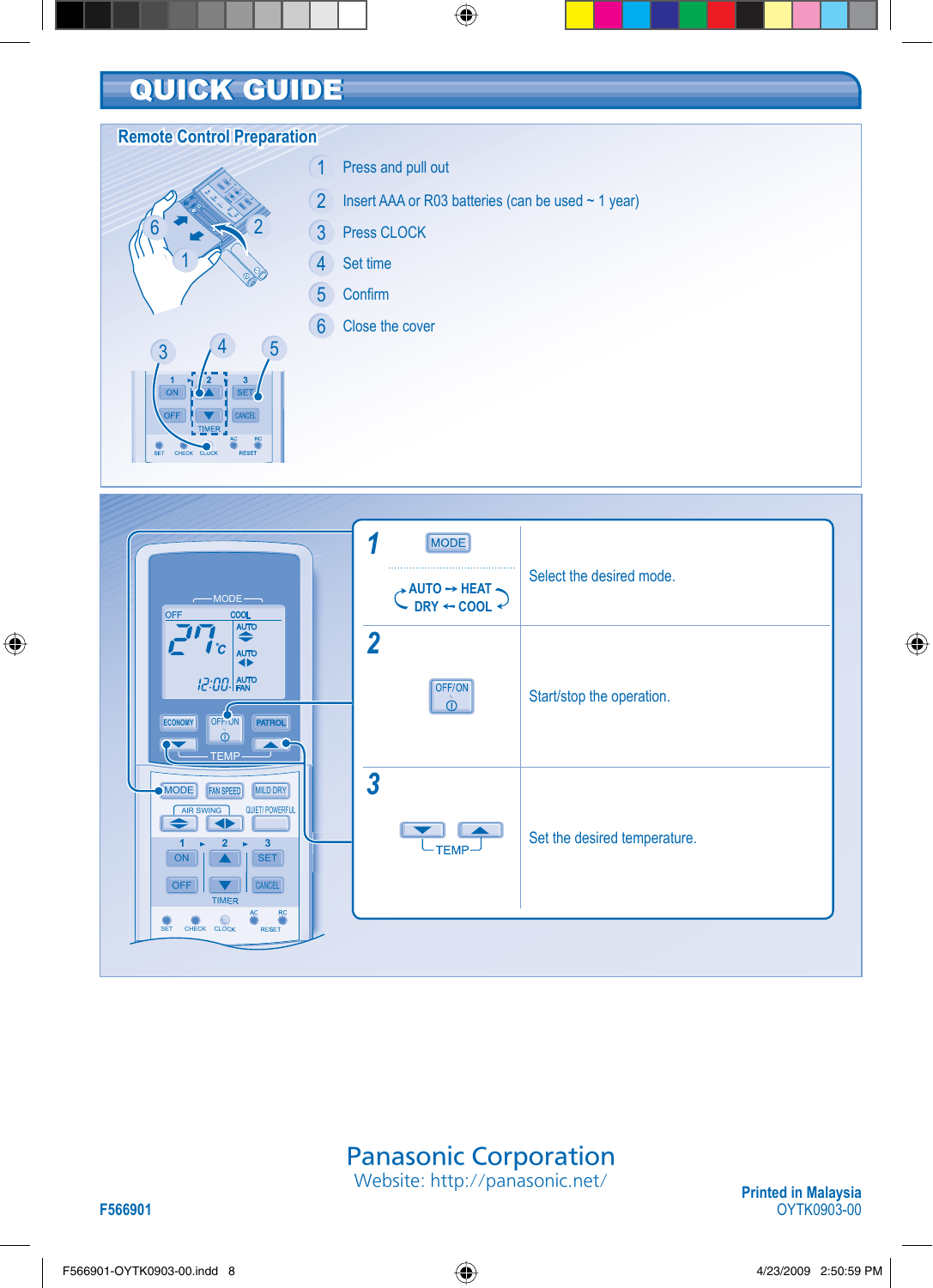# QUICK GUIDE

## Remote Control Preparation

1. Press and pull out
2. Insert AAA or R03 batteries (can be used ~ 1 year)
3. Press CLOCK
4. Set time
5. Confirm
6. Close the cover

| | | |
|---|---|---|
| 1 | MODE<br>AUTO → HEAT<br>DRY ← COOL | Select the desired mode. |
| 2 | OFF/ON | Start/stop the operation. |
| 3 | TEMP | Set the desired temperature. |

Panasonic Corporation
Website: http://panasonic.net/

F566901

Printed in Malaysia
OYTK0903-00